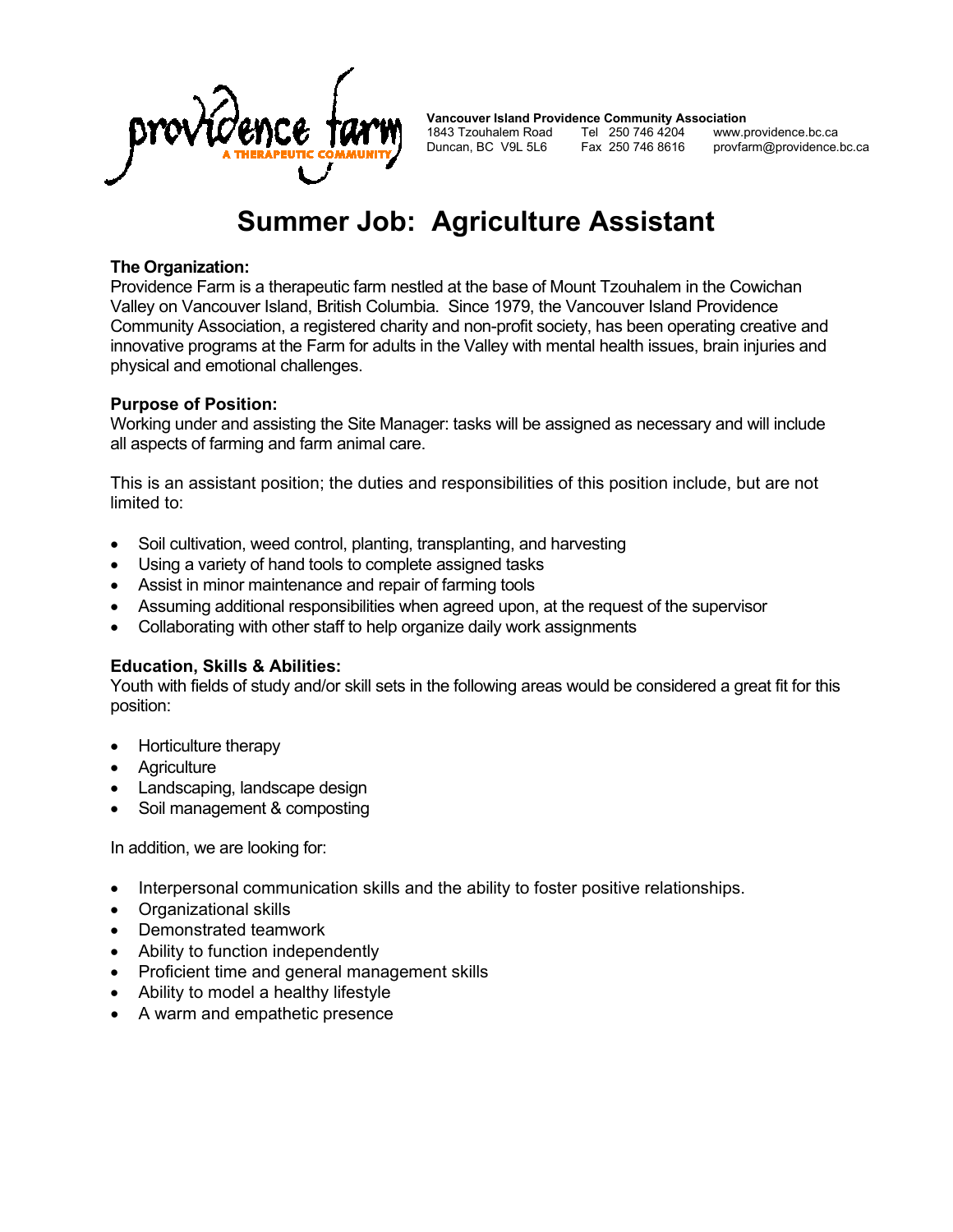providence farm
A THERAPEUTIC COMMUNITY

**Vancouver Island Providence Community Association**
1843 Tzouhalem Road    Tel 250 746 4204    www.providence.bc.ca
Duncan, BC V9L 5L6    Fax 250 746 8616    provfarm@providence.bc.ca

# Summer Job: Agriculture Assistant

**The Organization:**
Providence Farm is a therapeutic farm nestled at the base of Mount Tzouhalem in the Cowichan Valley on Vancouver Island, British Columbia. Since 1979, the Vancouver Island Providence Community Association, a registered charity and non-profit society, has been operating creative and innovative programs at the Farm for adults in the Valley with mental health issues, brain injuries and physical and emotional challenges.

**Purpose of Position:**
Working under and assisting the Site Manager: tasks will be assigned as necessary and will include all aspects of farming and farm animal care.

This is an assistant position; the duties and responsibilities of this position include, but are not limited to:

- Soil cultivation, weed control, planting, transplanting, and harvesting
- Using a variety of hand tools to complete assigned tasks
- Assist in minor maintenance and repair of farming tools
- Assuming additional responsibilities when agreed upon, at the request of the supervisor
- Collaborating with other staff to help organize daily work assignments

**Education, Skills & Abilities:**
Youth with fields of study and/or skill sets in the following areas would be considered a great fit for this position:

- Horticulture therapy
- Agriculture
- Landscaping, landscape design
- Soil management & composting

In addition, we are looking for:

- Interpersonal communication skills and the ability to foster positive relationships.
- Organizational skills
- Demonstrated teamwork
- Ability to function independently
- Proficient time and general management skills
- Ability to model a healthy lifestyle
- A warm and empathetic presence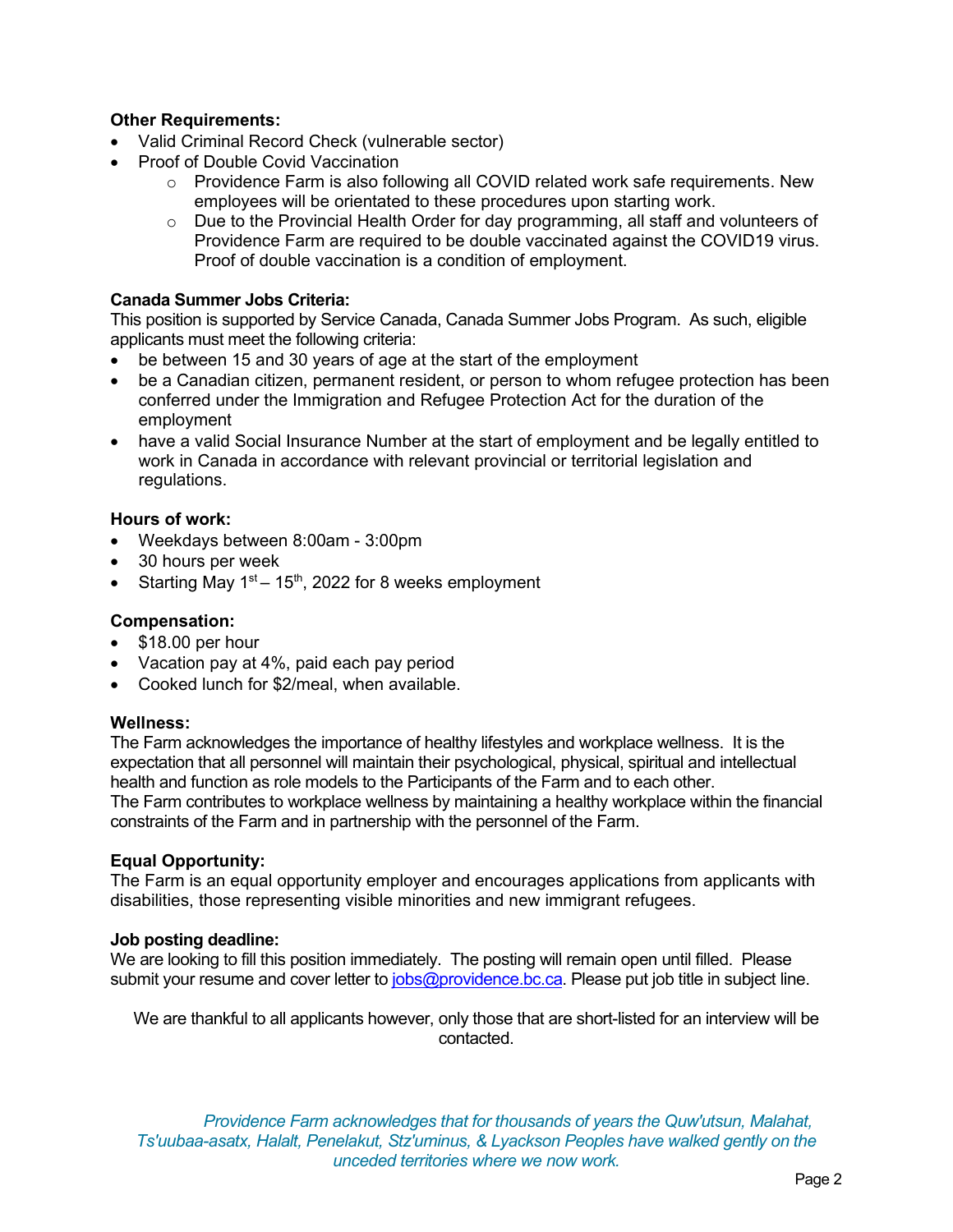### Other Requirements:

- Valid Criminal Record Check (vulnerable sector)
- Proof of Double Covid Vaccination
  - Providence Farm is also following all COVID related work safe requirements. New employees will be orientated to these procedures upon starting work.
  - Due to the Provincial Health Order for day programming, all staff and volunteers of Providence Farm are required to be double vaccinated against the COVID19 virus. Proof of double vaccination is a condition of employment.

### Canada Summer Jobs Criteria:

This position is supported by Service Canada, Canada Summer Jobs Program. As such, eligible applicants must meet the following criteria:

- be between 15 and 30 years of age at the start of the employment
- be a Canadian citizen, permanent resident, or person to whom refugee protection has been conferred under the Immigration and Refugee Protection Act for the duration of the employment
- have a valid Social Insurance Number at the start of employment and be legally entitled to work in Canada in accordance with relevant provincial or territorial legislation and regulations.

### Hours of work:

- Weekdays between 8:00am - 3:00pm
- 30 hours per week
- Starting May 1st – 15th, 2022 for 8 weeks employment

### Compensation:

- $18.00 per hour
- Vacation pay at 4%, paid each pay period
- Cooked lunch for $2/meal, when available.

### Wellness:

The Farm acknowledges the importance of healthy lifestyles and workplace wellness. It is the expectation that all personnel will maintain their psychological, physical, spiritual and intellectual health and function as role models to the Participants of the Farm and to each other.
The Farm contributes to workplace wellness by maintaining a healthy workplace within the financial constraints of the Farm and in partnership with the personnel of the Farm.

### Equal Opportunity:

The Farm is an equal opportunity employer and encourages applications from applicants with disabilities, those representing visible minorities and new immigrant refugees.

### Job posting deadline:

We are looking to fill this position immediately. The posting will remain open until filled. Please submit your resume and cover letter to jobs@providence.bc.ca. Please put job title in subject line.

We are thankful to all applicants however, only those that are short-listed for an interview will be contacted.

*Providence Farm acknowledges that for thousands of years the Quw'utsun, Malahat, Ts'uubaa-asatx, Halalt, Penelakut, Stz'uminus, & Lyackson Peoples have walked gently on the unceded territories where we now work.*